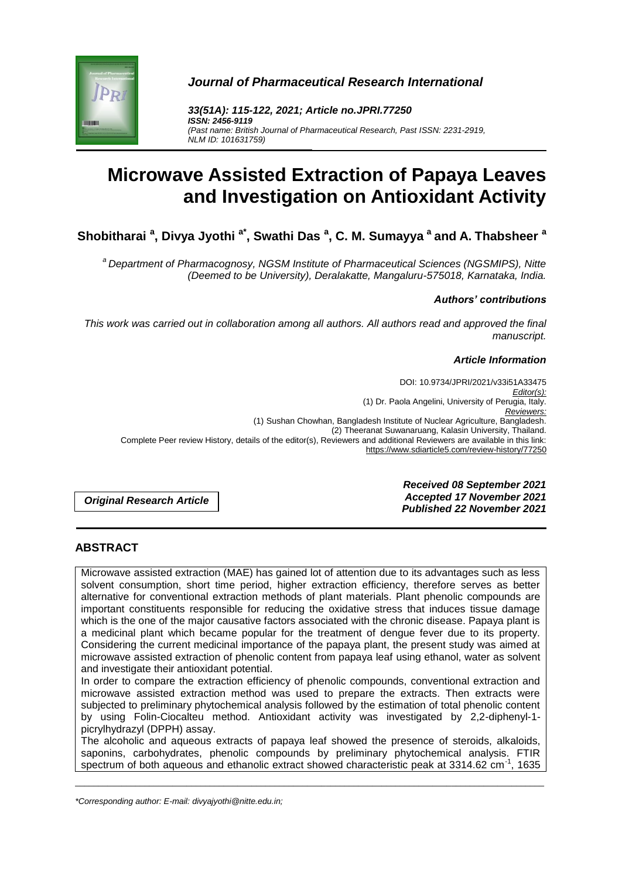*Journal of Pharmaceutical Research International*

***33(51A): 115-122, 2021; Article no.JPRI.77250***
***ISSN: 2456-9119***
*(Past name: British Journal of Pharmaceutical Research, Past ISSN: 2231-2919, NLM ID: 101631759)*

# Microwave Assisted Extraction of Papaya Leaves and Investigation on Antioxidant Activity

**Shobitharai [a], Divya Jyothi [a*], Swathi Das [a], C. M. Sumayya [a] and A. Thabsheer [a]**

*[a] Department of Pharmacognosy, NGSM Institute of Pharmaceutical Sciences (NGSMIPS), Nitte (Deemed to be University), Deralakatte, Mangaluru-575018, Karnataka, India.*

***Authors' contributions***

*This work was carried out in collaboration among all authors. All authors read and approved the final manuscript.*

***Article Information***

DOI: 10.9734/JPRI/2021/v33i51A33475
*Editor(s):*
(1) Dr. Paola Angelini, University of Perugia, Italy.
*Reviewers:*
(1) Sushan Chowhan, Bangladesh Institute of Nuclear Agriculture, Bangladesh.
(2) Theeranat Suwanaruang, Kalasin University, Thailand.
Complete Peer review History, details of the editor(s), Reviewers and additional Reviewers are available in this link: https://www.sdiarticle5.com/review-history/77250

***Original Research Article***

***Received 08 September 2021***
***Accepted 17 November 2021***
***Published 22 November 2021***

## ABSTRACT

Microwave assisted extraction (MAE) has gained lot of attention due to its advantages such as less solvent consumption, short time period, higher extraction efficiency, therefore serves as better alternative for conventional extraction methods of plant materials. Plant phenolic compounds are important constituents responsible for reducing the oxidative stress that induces tissue damage which is the one of the major causative factors associated with the chronic disease. Papaya plant is a medicinal plant which became popular for the treatment of dengue fever due to its property. Considering the current medicinal importance of the papaya plant, the present study was aimed at microwave assisted extraction of phenolic content from papaya leaf using ethanol, water as solvent and investigate their antioxidant potential.

In order to compare the extraction efficiency of phenolic compounds, conventional extraction and microwave assisted extraction method was used to prepare the extracts. Then extracts were subjected to preliminary phytochemical analysis followed by the estimation of total phenolic content by using Folin-Ciocalteu method. Antioxidant activity was investigated by 2,2-diphenyl-1-picrylhydrazyl (DPPH) assay.

The alcoholic and aqueous extracts of papaya leaf showed the presence of steroids, alkaloids, saponins, carbohydrates, phenolic compounds by preliminary phytochemical analysis. FTIR spectrum of both aqueous and ethanolic extract showed characteristic peak at 3314.62 $cm^{-1}$, 1635

*Corresponding author: E-mail: divyajyothi@nitte.edu.in;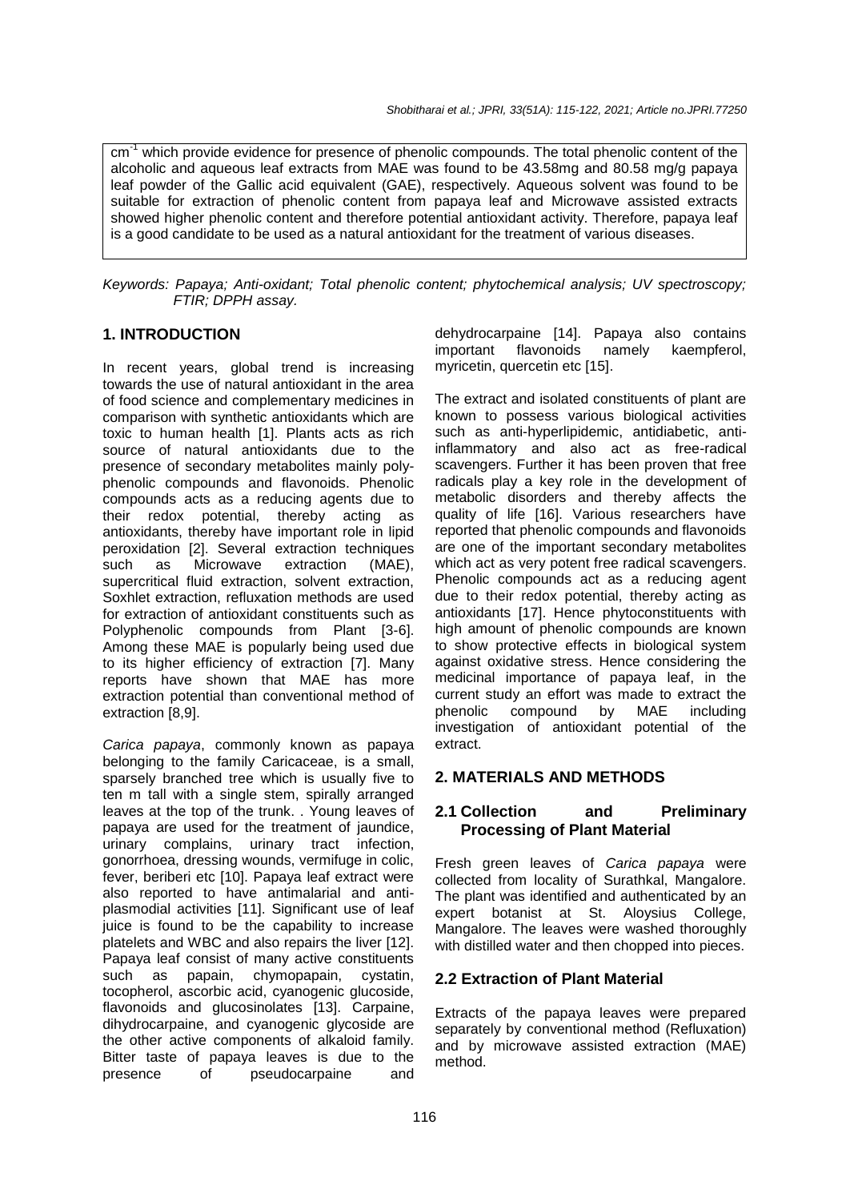$cm^{-1}$ which provide evidence for presence of phenolic compounds. The total phenolic content of the alcoholic and aqueous leaf extracts from MAE was found to be 43.58mg and 80.58 mg/g papaya leaf powder of the Gallic acid equivalent (GAE), respectively. Aqueous solvent was found to be suitable for extraction of phenolic content from papaya leaf and Microwave assisted extracts showed higher phenolic content and therefore potential antioxidant activity. Therefore, papaya leaf is a good candidate to be used as a natural antioxidant for the treatment of various diseases.

*Keywords: Papaya; Anti-oxidant; Total phenolic content; phytochemical analysis; UV spectroscopy; FTIR; DPPH assay.*

## 1. INTRODUCTION

In recent years, global trend is increasing towards the use of natural antioxidant in the area of food science and complementary medicines in comparison with synthetic antioxidants which are toxic to human health [1]. Plants acts as rich source of natural antioxidants due to the presence of secondary metabolites mainly poly-phenolic compounds and flavonoids. Phenolic compounds acts as a reducing agents due to their redox potential, thereby acting as antioxidants, thereby have important role in lipid peroxidation [2]. Several extraction techniques such as Microwave extraction (MAE), supercritical fluid extraction, solvent extraction, Soxhlet extraction, refluxation methods are used for extraction of antioxidant constituents such as Polyphenolic compounds from Plant [3-6]. Among these MAE is popularly being used due to its higher efficiency of extraction [7]. Many reports have shown that MAE has more extraction potential than conventional method of extraction [8,9].

*Carica papaya*, commonly known as papaya belonging to the family Caricaceae, is a small, sparsely branched tree which is usually five to ten m tall with a single stem, spirally arranged leaves at the top of the trunk. . Young leaves of papaya are used for the treatment of jaundice, urinary complains, urinary tract infection, gonorrhoea, dressing wounds, vermifuge in colic, fever, beriberi etc [10]. Papaya leaf extract were also reported to have antimalarial and anti-plasmodial activities [11]. Significant use of leaf juice is found to be the capability to increase platelets and WBC and also repairs the liver [12]. Papaya leaf consist of many active constituents such as papain, chymopapain, cystatin, tocopherol, ascorbic acid, cyanogenic glucoside, flavonoids and glucosinolates [13]. Carpaine, dihydrocarpaine, and cyanogenic glycoside are the other active components of alkaloid family. Bitter taste of papaya leaves is due to the presence of pseudocarpaine and dehydrocarpaine [14]. Papaya also contains important flavonoids namely kaempferol, myricetin, quercetin etc [15].

The extract and isolated constituents of plant are known to possess various biological activities such as anti-hyperlipidemic, antidiabetic, anti-inflammatory and also act as free-radical scavengers. Further it has been proven that free radicals play a key role in the development of metabolic disorders and thereby affects the quality of life [16]. Various researchers have reported that phenolic compounds and flavonoids are one of the important secondary metabolites which act as very potent free radical scavengers. Phenolic compounds act as a reducing agent due to their redox potential, thereby acting as antioxidants [17]. Hence phytoconstituents with high amount of phenolic compounds are known to show protective effects in biological system against oxidative stress. Hence considering the medicinal importance of papaya leaf, in the current study an effort was made to extract the phenolic compound by MAE including investigation of antioxidant potential of the extract.

## 2. MATERIALS AND METHODS

### 2.1 Collection and Preliminary Processing of Plant Material

Fresh green leaves of *Carica papaya* were collected from locality of Surathkal, Mangalore. The plant was identified and authenticated by an expert botanist at St. Aloysius College, Mangalore. The leaves were washed thoroughly with distilled water and then chopped into pieces.

### 2.2 Extraction of Plant Material

Extracts of the papaya leaves were prepared separately by conventional method (Refluxation) and by microwave assisted extraction (MAE) method.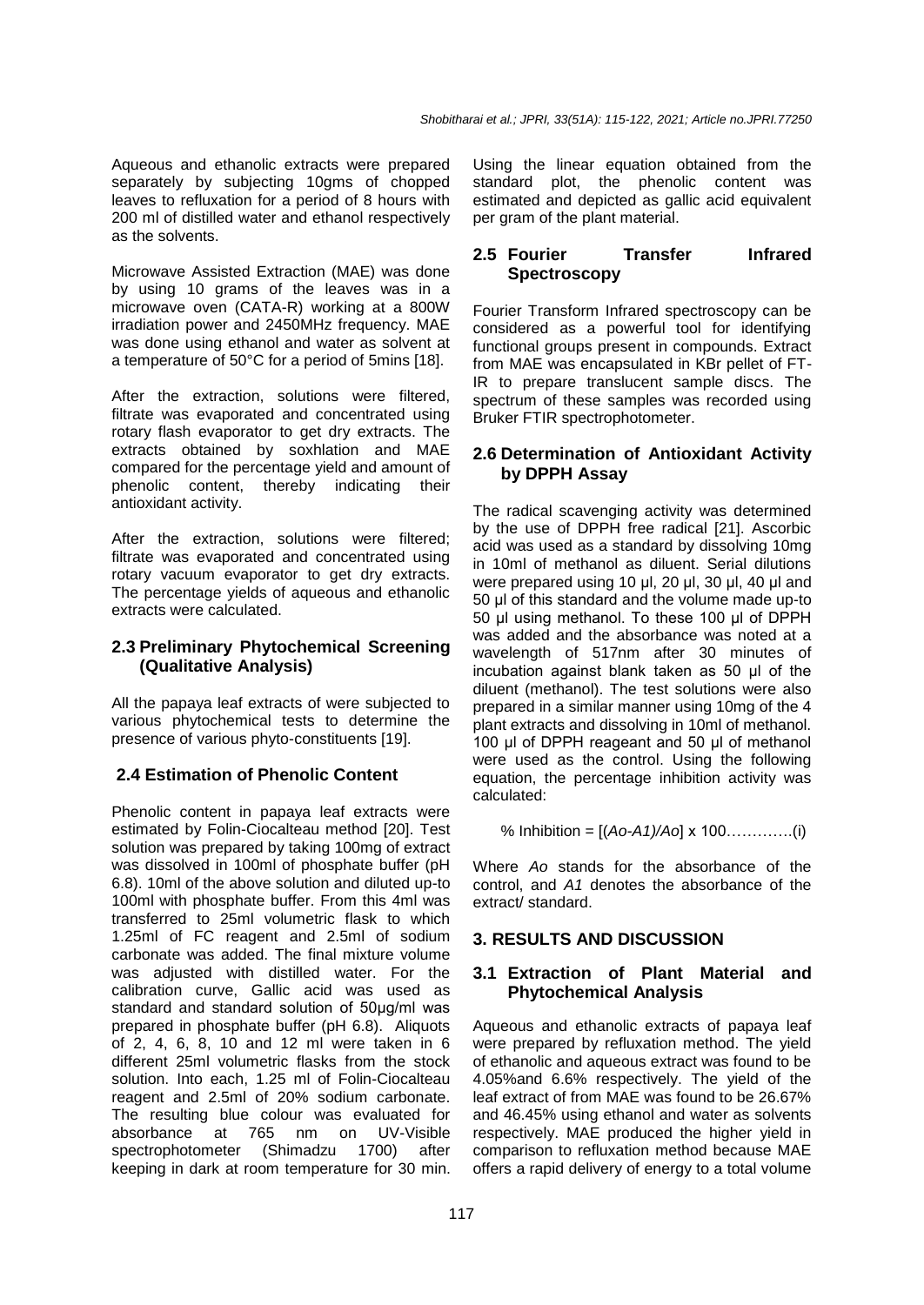Aqueous and ethanolic extracts were prepared separately by subjecting 10gms of chopped leaves to refluxation for a period of 8 hours with 200 ml of distilled water and ethanol respectively as the solvents.

Microwave Assisted Extraction (MAE) was done by using 10 grams of the leaves was in a microwave oven (CATA-R) working at a 800W irradiation power and 2450MHz frequency. MAE was done using ethanol and water as solvent at a temperature of 50°C for a period of 5mins [18].

After the extraction, solutions were filtered, filtrate was evaporated and concentrated using rotary flash evaporator to get dry extracts. The extracts obtained by soxhlation and MAE compared for the percentage yield and amount of phenolic content, thereby indicating their antioxidant activity.

After the extraction, solutions were filtered; filtrate was evaporated and concentrated using rotary vacuum evaporator to get dry extracts. The percentage yields of aqueous and ethanolic extracts were calculated.

### 2.3 Preliminary Phytochemical Screening (Qualitative Analysis)

All the papaya leaf extracts of were subjected to various phytochemical tests to determine the presence of various phyto-constituents [19].

### 2.4 Estimation of Phenolic Content

Phenolic content in papaya leaf extracts were estimated by Folin-Ciocalteau method [20]. Test solution was prepared by taking 100mg of extract was dissolved in 100ml of phosphate buffer (pH 6.8). 10ml of the above solution and diluted up-to 100ml with phosphate buffer. From this 4ml was transferred to 25ml volumetric flask to which 1.25ml of FC reagent and 2.5ml of sodium carbonate was added. The final mixture volume was adjusted with distilled water. For the calibration curve, Gallic acid was used as standard and standard solution of 50µg/ml was prepared in phosphate buffer (pH 6.8). Aliquots of 2, 4, 6, 8, 10 and 12 ml were taken in 6 different 25ml volumetric flasks from the stock solution. Into each, 1.25 ml of Folin-Ciocalteau reagent and 2.5ml of 20% sodium carbonate. The resulting blue colour was evaluated for absorbance at 765 nm on UV-Visible spectrophotometer (Shimadzu 1700) after keeping in dark at room temperature for 30 min. Using the linear equation obtained from the standard plot, the phenolic content was estimated and depicted as gallic acid equivalent per gram of the plant material.

### 2.5 Fourier Transfer Infrared Spectroscopy

Fourier Transform Infrared spectroscopy can be considered as a powerful tool for identifying functional groups present in compounds. Extract from MAE was encapsulated in KBr pellet of FT-IR to prepare translucent sample discs. The spectrum of these samples was recorded using Bruker FTIR spectrophotometer.

### 2.6 Determination of Antioxidant Activity by DPPH Assay

The radical scavenging activity was determined by the use of DPPH free radical [21]. Ascorbic acid was used as a standard by dissolving 10mg in 10ml of methanol as diluent. Serial dilutions were prepared using 10 µl, 20 µl, 30 µl, 40 µl and 50 µl of this standard and the volume made up-to 50 µl using methanol. To these 100 µl of DPPH was added and the absorbance was noted at a wavelength of 517nm after 30 minutes of incubation against blank taken as 50 µl of the diluent (methanol). The test solutions were also prepared in a similar manner using 10mg of the 4 plant extracts and dissolving in 10ml of methanol. 100 µl of DPPH reageant and 50 µl of methanol were used as the control. Using the following equation, the percentage inhibition activity was calculated:

$$\% \text{ Inhibition} = [(A_o - A_1)/A_o] \times 100 \quad \text{.............(i)}$$

Where $A_o$ stands for the absorbance of the control, and $A_1$ denotes the absorbance of the extract/ standard.

## 3. RESULTS AND DISCUSSION

### 3.1 Extraction of Plant Material and Phytochemical Analysis

Aqueous and ethanolic extracts of papaya leaf were prepared by refluxation method. The yield of ethanolic and aqueous extract was found to be 4.05%and 6.6% respectively. The yield of the leaf extract of from MAE was found to be 26.67% and 46.45% using ethanol and water as solvents respectively. MAE produced the higher yield in comparison to refluxation method because MAE offers a rapid delivery of energy to a total volume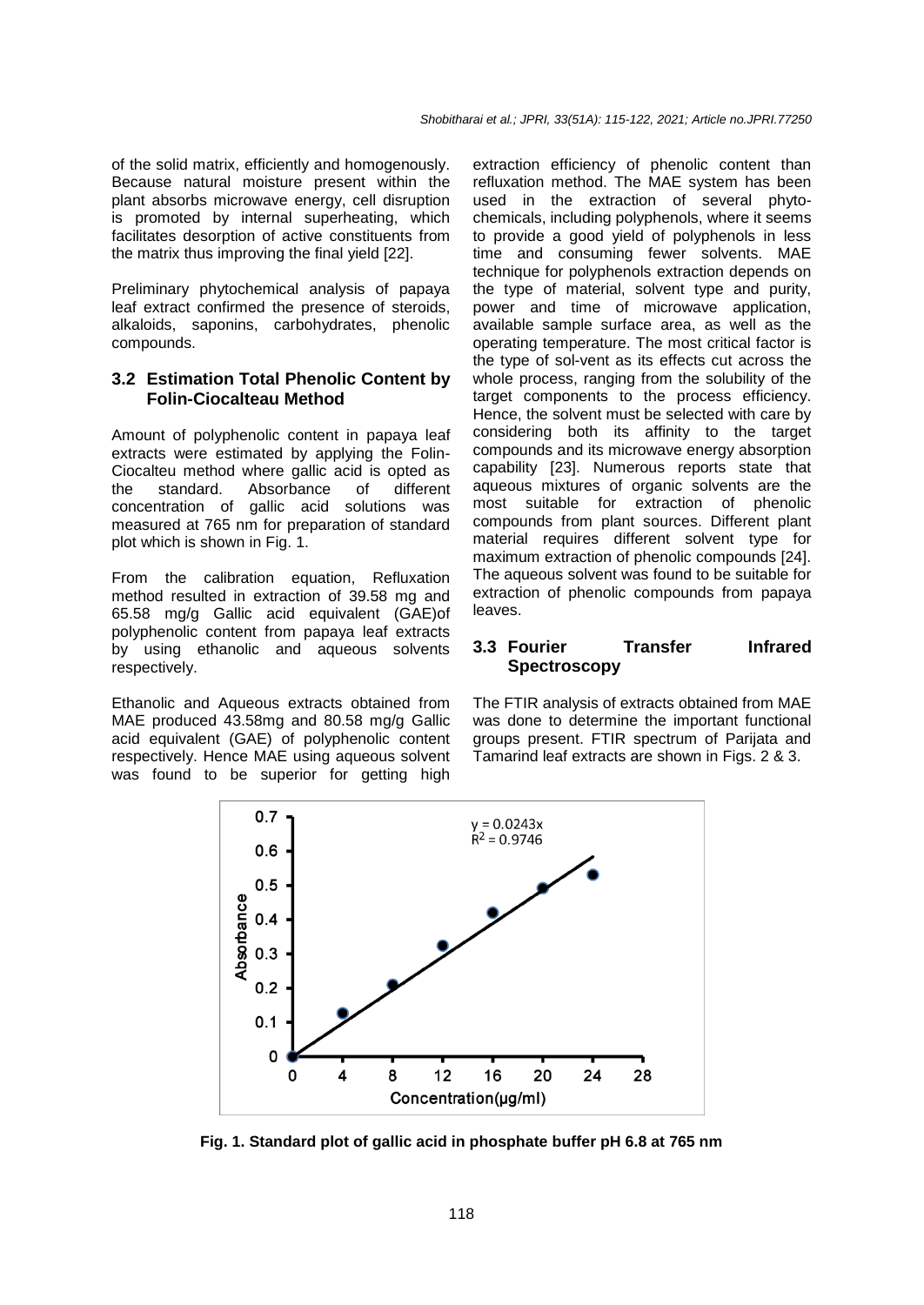of the solid matrix, efficiently and homogenously. Because natural moisture present within the plant absorbs microwave energy, cell disruption is promoted by internal superheating, which facilitates desorption of active constituents from the matrix thus improving the final yield [22].

Preliminary phytochemical analysis of papaya leaf extract confirmed the presence of steroids, alkaloids, saponins, carbohydrates, phenolic compounds.

### 3.2 Estimation Total Phenolic Content by Folin-Ciocalteau Method

Amount of polyphenolic content in papaya leaf extracts were estimated by applying the Folin-Ciocalteu method where gallic acid is opted as the standard. Absorbance of different concentration of gallic acid solutions was measured at 765 nm for preparation of standard plot which is shown in Fig. 1.

From the calibration equation, Refluxation method resulted in extraction of 39.58 mg and 65.58 mg/g Gallic acid equivalent (GAE)of polyphenolic content from papaya leaf extracts by using ethanolic and aqueous solvents respectively.

Ethanolic and Aqueous extracts obtained from MAE produced 43.58mg and 80.58 mg/g Gallic acid equivalent (GAE) of polyphenolic content respectively. Hence MAE using aqueous solvent was found to be superior for getting high extraction efficiency of phenolic content than refluxation method. The MAE system has been used in the extraction of several phyto-chemicals, including polyphenols, where it seems to provide a good yield of polyphenols in less time and consuming fewer solvents. MAE technique for polyphenols extraction depends on the type of material, solvent type and purity, power and time of microwave application, available sample surface area, as well as the operating temperature. The most critical factor is the type of sol-vent as its effects cut across the whole process, ranging from the solubility of the target components to the process efficiency. Hence, the solvent must be selected with care by considering both its affinity to the target compounds and its microwave energy absorption capability [23]. Numerous reports state that aqueous mixtures of organic solvents are the most suitable for extraction of phenolic compounds from plant sources. Different plant material requires different solvent type for maximum extraction of phenolic compounds [24]. The aqueous solvent was found to be suitable for extraction of phenolic compounds from papaya leaves.

### 3.3 Fourier Transfer Infrared Spectroscopy

The FTIR analysis of extracts obtained from MAE was done to determine the important functional groups present. FTIR spectrum of Parijata and Tamarind leaf extracts are shown in Figs. 2 & 3.

**Fig. 1. Standard plot of gallic acid in phosphate buffer pH 6.8 at 765 nm**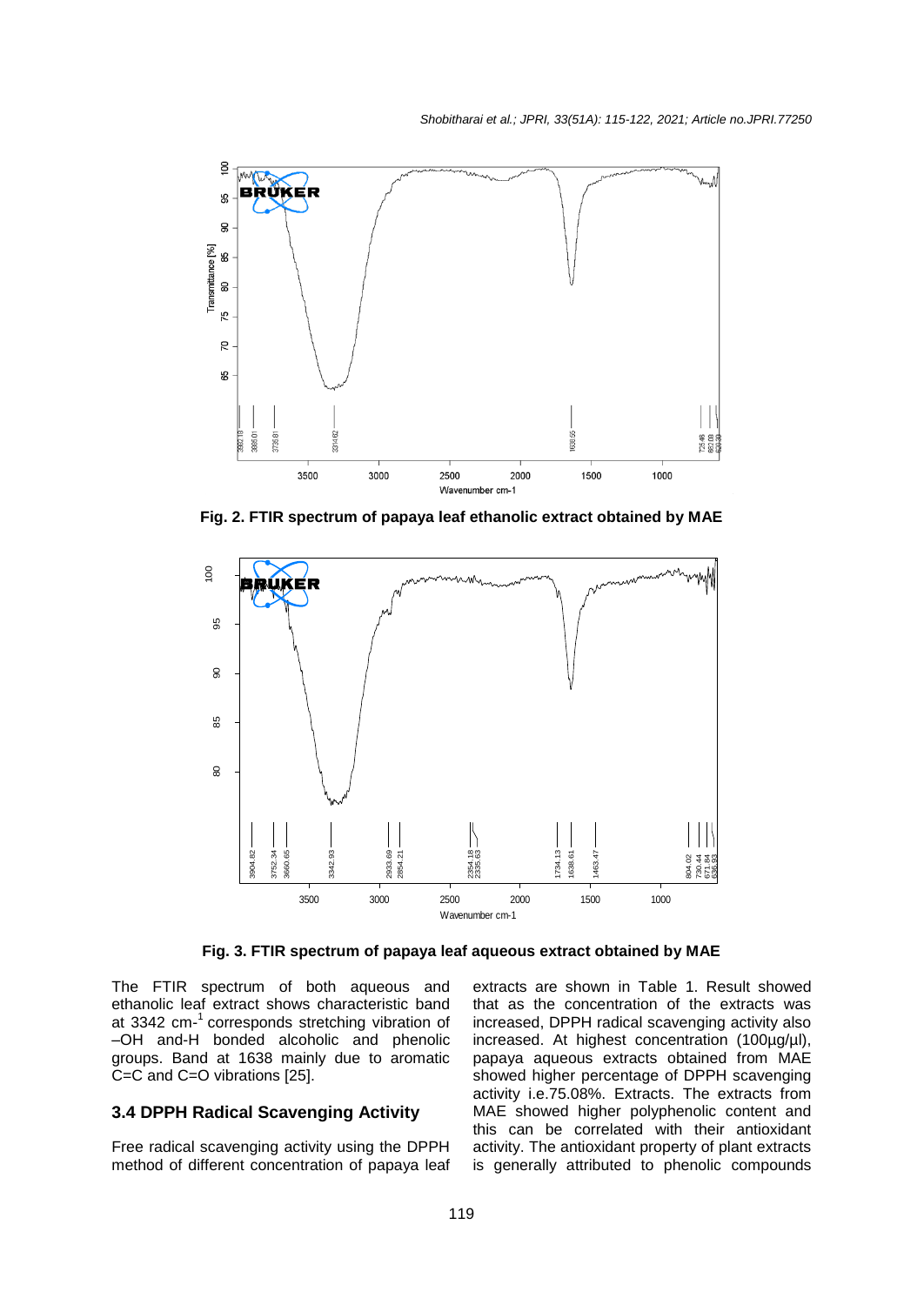Fig. 2. FTIR spectrum of papaya leaf ethanolic extract obtained by MAE

Fig. 3. FTIR spectrum of papaya leaf aqueous extract obtained by MAE

The FTIR spectrum of both aqueous and ethanolic leaf extract shows characteristic band at 3342 $cm^{-1}$ corresponds stretching vibration of –OH and-H bonded alcoholic and phenolic groups. Band at 1638 mainly due to aromatic C=C and C=O vibrations [25].

### 3.4 DPPH Radical Scavenging Activity

Free radical scavenging activity using the DPPH method of different concentration of papaya leaf extracts are shown in Table 1. Result showed that as the concentration of the extracts was increased, DPPH radical scavenging activity also increased. At highest concentration (100µg/µl), papaya aqueous extracts obtained from MAE showed higher percentage of DPPH scavenging activity i.e.75.08%. Extracts. The extracts from MAE showed higher polyphenolic content and this can be correlated with their antioxidant activity. The antioxidant property of plant extracts is generally attributed to phenolic compounds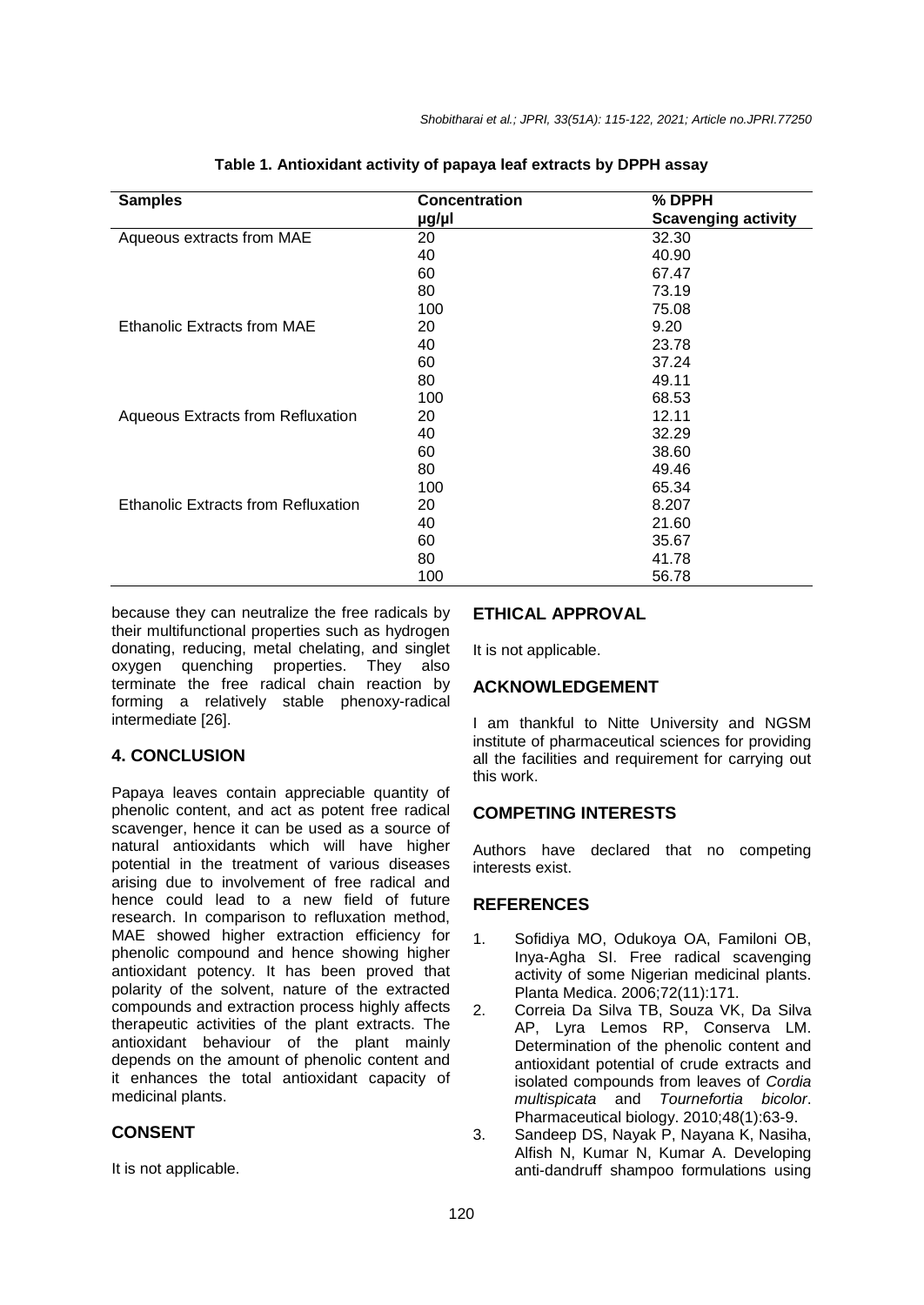**Table 1. Antioxidant activity of papaya leaf extracts by DPPH assay**

| Samples | Concentration µg/µl | % DPPH Scavenging activity |
|---|---|---|
| Aqueous extracts from MAE | 20 | 32.30 |
| | 40 | 40.90 |
| | 60 | 67.47 |
| | 80 | 73.19 |
| | 100 | 75.08 |
| Ethanolic Extracts from MAE | 20 | 9.20 |
| | 40 | 23.78 |
| | 60 | 37.24 |
| | 80 | 49.11 |
| | 100 | 68.53 |
| Aqueous Extracts from Refluxation | 20 | 12.11 |
| | 40 | 32.29 |
| | 60 | 38.60 |
| | 80 | 49.46 |
| | 100 | 65.34 |
| Ethanolic Extracts from Refluxation | 20 | 8.207 |
| | 40 | 21.60 |
| | 60 | 35.67 |
| | 80 | 41.78 |
| | 100 | 56.78 |

because they can neutralize the free radicals by their multifunctional properties such as hydrogen donating, reducing, metal chelating, and singlet oxygen quenching properties. They also terminate the free radical chain reaction by forming a relatively stable phenoxy-radical intermediate [26].

## 4. CONCLUSION

Papaya leaves contain appreciable quantity of phenolic content, and act as potent free radical scavenger, hence it can be used as a source of natural antioxidants which will have higher potential in the treatment of various diseases arising due to involvement of free radical and hence could lead to a new field of future research. In comparison to refluxation method, MAE showed higher extraction efficiency for phenolic compound and hence showing higher antioxidant potency. It has been proved that polarity of the solvent, nature of the extracted compounds and extraction process highly affects therapeutic activities of the plant extracts. The antioxidant behaviour of the plant mainly depends on the amount of phenolic content and it enhances the total antioxidant capacity of medicinal plants.

## CONSENT

It is not applicable.

## ETHICAL APPROVAL

It is not applicable.

## ACKNOWLEDGEMENT

I am thankful to Nitte University and NGSM institute of pharmaceutical sciences for providing all the facilities and requirement for carrying out this work.

## COMPETING INTERESTS

Authors have declared that no competing interests exist.

## REFERENCES

1. Sofidiya MO, Odukoya OA, Familoni OB, Inya-Agha SI. Free radical scavenging activity of some Nigerian medicinal plants. Planta Medica. 2006;72(11):171.
2. Correia Da Silva TB, Souza VK, Da Silva AP, Lyra Lemos RP, Conserva LM. Determination of the phenolic content and antioxidant potential of crude extracts and isolated compounds from leaves of *Cordia multispicata* and *Tournefortia bicolor*. Pharmaceutical biology. 2010;48(1):63-9.
3. Sandeep DS, Nayak P, Nayana K, Nasiha, Alfish N, Kumar N, Kumar A. Developing anti-dandruff shampoo formulations using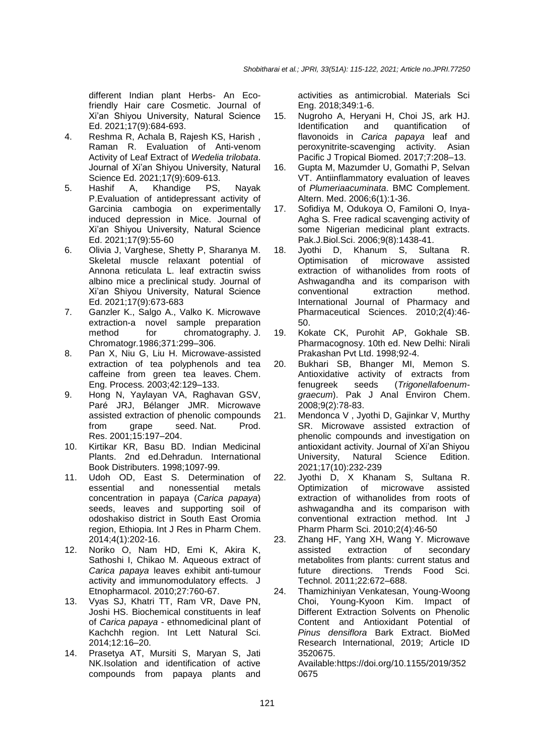different Indian plant Herbs- An Eco-friendly Hair care Cosmetic. Journal of Xi'an Shiyou University, Natural Science Ed. 2021;17(9):684-693.

4. Reshma R, Achala B, Rajesh KS, Harish , Raman R. Evaluation of Anti-venom Activity of Leaf Extract of *Wedelia trilobata*. Journal of Xi'an Shiyou University, Natural Science Ed. 2021;17(9):609-613.
5. Hashif A, Khandige PS, Nayak P.Evaluation of antidepressant activity of Garcinia cambogia on experimentally induced depression in Mice. Journal of Xi'an Shiyou University, Natural Science Ed. 2021;17(9):55-60
6. Olivia J, Varghese, Shetty P, Sharanya M. Skeletal muscle relaxant potential of Annona reticulata L. leaf extractin swiss albino mice a preclinical study. Journal of Xi'an Shiyou University, Natural Science Ed. 2021;17(9):673-683
7. Ganzler K., Salgo A., Valko K. Microwave extraction-a novel sample preparation method for chromatography. J. Chromatogr.1986;371:299–306.
8. Pan X, Niu G, Liu H. Microwave-assisted extraction of tea polyphenols and tea caffeine from green tea leaves. Chem. Eng. Process*.* 2003;42:129–133.
9. Hong N, Yaylayan VA, Raghavan GSV, Paré JRJ, Bélanger JMR. Microwave assisted extraction of phenolic compounds from grape seed. Nat. Prod. Res. 2001;15:197–204.
10. Kirtikar KR, Basu BD. Indian Medicinal Plants. 2nd ed.Dehradun. International Book Distributers. 1998;1097-99.
11. Udoh OD, East S. Determination of essential and nonessential metals concentration in papaya (*Carica papaya*) seeds, leaves and supporting soil of odoshakiso district in South East Oromia region, Ethiopia. Int J Res in Pharm Chem. 2014;4(1):202-16.
12. Noriko O, Nam HD, Emi K, Akira K, Sathoshi I, Chikao M. Aqueous extract of *Carica papaya* leaves exhibit anti-tumour activity and immunomodulatory effects. J Etnopharmacol. 2010;27:760-67.
13. Vyas SJ, Khatri TT, Ram VR, Dave PN, Joshi HS. Biochemical constituents in leaf of *Carica papaya* - ethnomedicinal plant of Kachchh region. Int Lett Natural Sci. 2014;12:16–20.
14. Prasetya AT, Mursiti S, Maryan S, Jati NK.Isolation and identification of active compounds from papaya plants and activities as antimicrobial. Materials Sci Eng. 2018;349:1-6.
15. Nugroho A, Heryani H, Choi JS, ark HJ. Identification and quantification of flavonoids in *Carica papaya* leaf and peroxynitrite-scavenging activity. Asian Pacific J Tropical Biomed. 2017;7:208–13.
16. Gupta M, Mazumder U, Gomathi P, Selvan VT. Antiinflammatory evaluation of leaves of *Plumeriaacuminata*. BMC Complement. Altern. Med. 2006;6(1):1-36.
17. Sofidiya M, Odukoya O, Familoni O, Inya-Agha S. Free radical scavenging activity of some Nigerian medicinal plant extracts. Pak.J.Biol.Sci. 2006;9(8):1438-41.
18. Jyothi D, Khanum S, Sultana R. Optimisation of microwave assisted extraction of withanolides from roots of Ashwagandha and its comparison with conventional extraction method. International Journal of Pharmacy and Pharmaceutical Sciences. 2010;2(4):46-50.
19. Kokate CK, Purohit AP, Gokhale SB. Pharmacognosy. 10th ed. New Delhi: Nirali Prakashan Pvt Ltd. 1998;92-4.
20. Bukhari SB, Bhanger MI, Memon S. Antioxidative activity of extracts from fenugreek seeds (*Trigonellafoenum-graecum*). Pak J Anal Environ Chem. 2008;9(2):78-83.
21. Mendonca V , Jyothi D, Gajinkar V, Murthy SR. Microwave assisted extraction of phenolic compounds and investigation on antioxidant activity. Journal of Xi'an Shiyou University, Natural Science Edition. 2021;17(10):232-239
22. Jyothi D, X Khanam S, Sultana R. Optimization of microwave assisted extraction of withanolides from roots of ashwagandha and its comparison with conventional extraction method. Int J Pharm Pharm Sci. 2010;2(4):46-50
23. Zhang HF, Yang XH, Wang Y. Microwave assisted extraction of secondary metabolites from plants: current status and future directions. Trends Food Sci. Technol. 2011;22:672–688.
24. Thamizhiniyan Venkatesan, Young-Woong Choi, Young-Kyoon Kim. Impact of Different Extraction Solvents on Phenolic Content and Antioxidant Potential of *Pinus densiflora* Bark Extract. BioMed Research International, 2019; Article ID 3520675.
Available:https://doi.org/10.1155/2019/3520675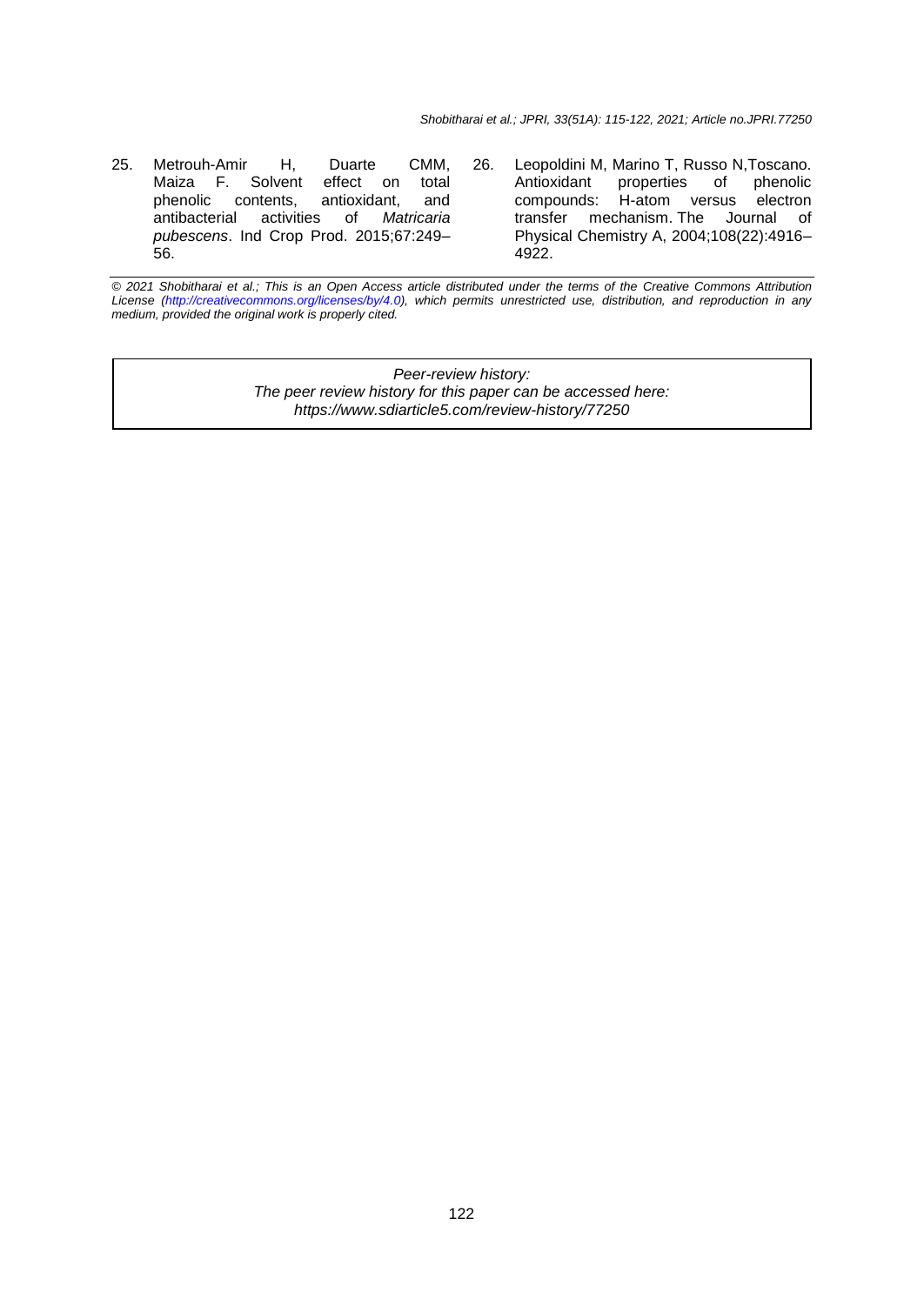25. Metrouh-Amir H, Duarte CMM, Maiza F. Solvent effect on total phenolic contents, antioxidant, and antibacterial activities of *Matricaria pubescens*. Ind Crop Prod. 2015;67:249–56.

26. Leopoldini M, Marino T, Russo N,Toscano. Antioxidant properties of phenolic compounds: H-atom versus electron transfer mechanism. The Journal of Physical Chemistry A, 2004;108(22):4916–4922.

---

*© 2021 Shobitharai et al.; This is an Open Access article distributed under the terms of the Creative Commons Attribution License (http://creativecommons.org/licenses/by/4.0), which permits unrestricted use, distribution, and reproduction in any medium, provided the original work is properly cited.*

> *Peer-review history:*
> *The peer review history for this paper can be accessed here:*
> *https://www.sdiarticle5.com/review-history/77250*